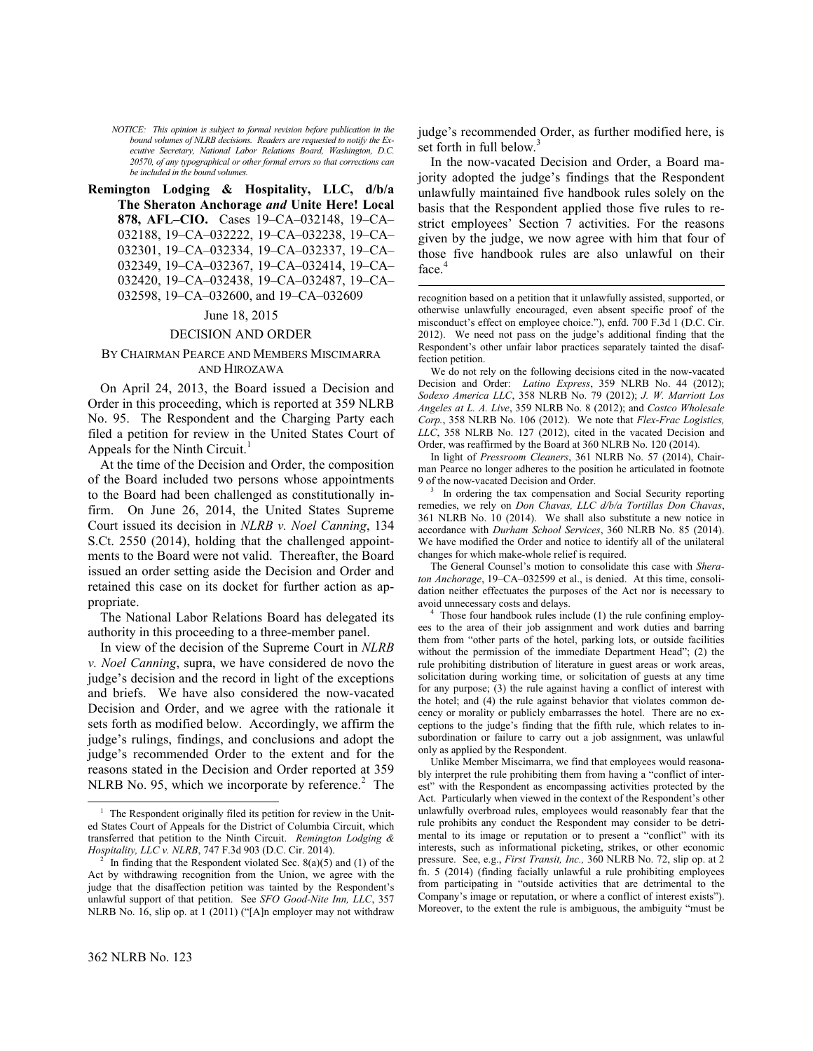*NOTICE: This opinion is subject to formal revision before publication in the bound volumes of NLRB decisions. Readers are requested to notify the Executive Secretary, National Labor Relations Board, Washington, D.C. 20570, of any typographical or other formal errors so that corrections can be included in the bound volumes.*

**Remington Lodging & Hospitality, LLC, d/b/a The Sheraton Anchorage *and* Unite Here! Local 878, AFL–CIO.** Cases 19–CA–032148, 19–CA–032188, 19–CA–032222, 19–CA–032238, 19–CA–032301, 19–CA–032334, 19–CA–032337, 19–CA–032349, 19–CA–032367, 19–CA–032414, 19–CA–032420, 19–CA–032438, 19–CA–032487, 19–CA–032598, 19–CA–032600, and 19–CA–032609

June 18, 2015

DECISION AND ORDER

BY CHAIRMAN PEARCE AND MEMBERS MISCIMARRA AND HIROZAWA

On April 24, 2013, the Board issued a Decision and Order in this proceeding, which is reported at 359 NLRB No. 95. The Respondent and the Charging Party each filed a petition for review in the United States Court of Appeals for the Ninth Circuit.[1]

At the time of the Decision and Order, the composition of the Board included two persons whose appointments to the Board had been challenged as constitutionally infirm. On June 26, 2014, the United States Supreme Court issued its decision in *NLRB v. Noel Canning*, 134 S.Ct. 2550 (2014), holding that the challenged appointments to the Board were not valid. Thereafter, the Board issued an order setting aside the Decision and Order and retained this case on its docket for further action as appropriate.

The National Labor Relations Board has delegated its authority in this proceeding to a three-member panel.

In view of the decision of the Supreme Court in *NLRB v. Noel Canning*, supra, we have considered de novo the judge's decision and the record in light of the exceptions and briefs. We have also considered the now-vacated Decision and Order, and we agree with the rationale it sets forth as modified below. Accordingly, we affirm the judge's rulings, findings, and conclusions and adopt the judge's recommended Order to the extent and for the reasons stated in the Decision and Order reported at 359 NLRB No. 95, which we incorporate by reference.[2] The judge's recommended Order, as further modified here, is set forth in full below.[3]

In the now-vacated Decision and Order, a Board majority adopted the judge's findings that the Respondent unlawfully maintained five handbook rules solely on the basis that the Respondent applied those five rules to restrict employees' Section 7 activities. For the reasons given by the judge, we now agree with him that four of those five handbook rules are also unlawful on their face.[4]

---

[1] The Respondent originally filed its petition for review in the United States Court of Appeals for the District of Columbia Circuit, which transferred that petition to the Ninth Circuit. *Remington Lodging & Hospitality, LLC v. NLRB*, 747 F.3d 903 (D.C. Cir. 2014).

[2] In finding that the Respondent violated Sec. 8(a)(5) and (1) of the Act by withdrawing recognition from the Union, we agree with the judge that the disaffection petition was tainted by the Respondent's unlawful support of that petition. See *SFO Good-Nite Inn, LLC*, 357 NLRB No. 16, slip op. at 1 (2011) ("[A]n employer may not withdraw recognition based on a petition that it unlawfully assisted, supported, or otherwise unlawfully encouraged, even absent specific proof of the misconduct's effect on employee choice."), enfd. 700 F.3d 1 (D.C. Cir. 2012). We need not pass on the judge's additional finding that the Respondent's other unfair labor practices separately tainted the disaffection petition.

We do not rely on the following decisions cited in the now-vacated Decision and Order: *Latino Express*, 359 NLRB No. 44 (2012); *Sodexo America LLC*, 358 NLRB No. 79 (2012); *J. W. Marriott Los Angeles at L. A. Live*, 359 NLRB No. 8 (2012); and *Costco Wholesale Corp.*, 358 NLRB No. 106 (2012). We note that *Flex-Frac Logistics, LLC*, 358 NLRB No. 127 (2012), cited in the vacated Decision and Order, was reaffirmed by the Board at 360 NLRB No. 120 (2014).

In light of *Pressroom Cleaners*, 361 NLRB No. 57 (2014), Chairman Pearce no longer adheres to the position he articulated in footnote 9 of the now-vacated Decision and Order.

[3] In ordering the tax compensation and Social Security reporting remedies, we rely on *Don Chavas, LLC d/b/a Tortillas Don Chavas*, 361 NLRB No. 10 (2014). We shall also substitute a new notice in accordance with *Durham School Services*, 360 NLRB No. 85 (2014). We have modified the Order and notice to identify all of the unilateral changes for which make-whole relief is required.

The General Counsel's motion to consolidate this case with *Sheraton Anchorage*, 19–CA–032599 et al., is denied. At this time, consolidation neither effectuates the purposes of the Act nor is necessary to avoid unnecessary costs and delays.

[4] Those four handbook rules include (1) the rule confining employees to the area of their job assignment and work duties and barring them from "other parts of the hotel, parking lots, or outside facilities without the permission of the immediate Department Head"; (2) the rule prohibiting distribution of literature in guest areas or work areas, solicitation during working time, or solicitation of guests at any time for any purpose; (3) the rule against having a conflict of interest with the hotel; and (4) the rule against behavior that violates common decency or morality or publicly embarrasses the hotel. There are no exceptions to the judge's finding that the fifth rule, which relates to insubordination or failure to carry out a job assignment, was unlawful only as applied by the Respondent.

Unlike Member Miscimarra, we find that employees would reasonably interpret the rule prohibiting them from having a "conflict of interest" with the Respondent as encompassing activities protected by the Act. Particularly when viewed in the context of the Respondent's other unlawfully overbroad rules, employees would reasonably fear that the rule prohibits any conduct the Respondent may consider to be detrimental to its image or reputation or to present a "conflict" with its interests, such as informational picketing, strikes, or other economic pressure. See, e.g., *First Transit, Inc.,* 360 NLRB No. 72, slip op. at 2 fn. 5 (2014) (finding facially unlawful a rule prohibiting employees from participating in "outside activities that are detrimental to the Company's image or reputation, or where a conflict of interest exists"). Moreover, to the extent the rule is ambiguous, the ambiguity "must be

362 NLRB No. 123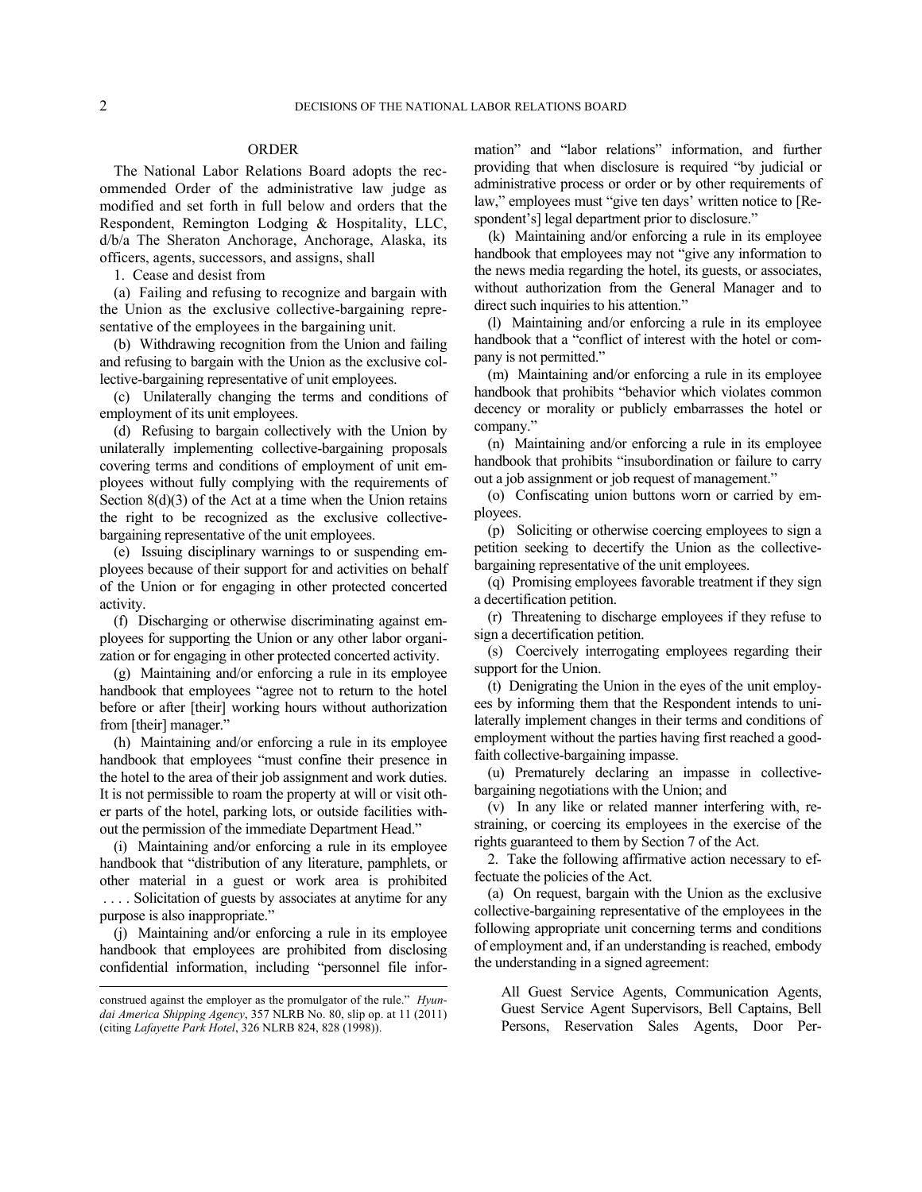## ORDER

The National Labor Relations Board adopts the recommended Order of the administrative law judge as modified and set forth in full below and orders that the Respondent, Remington Lodging & Hospitality, LLC, d/b/a The Sheraton Anchorage, Anchorage, Alaska, its officers, agents, successors, and assigns, shall

1. Cease and desist from

(a) Failing and refusing to recognize and bargain with the Union as the exclusive collective-bargaining representative of the employees in the bargaining unit.

(b) Withdrawing recognition from the Union and failing and refusing to bargain with the Union as the exclusive collective-bargaining representative of unit employees.

(c) Unilaterally changing the terms and conditions of employment of its unit employees.

(d) Refusing to bargain collectively with the Union by unilaterally implementing collective-bargaining proposals covering terms and conditions of employment of unit employees without fully complying with the requirements of Section 8(d)(3) of the Act at a time when the Union retains the right to be recognized as the exclusive collective-bargaining representative of the unit employees.

(e) Issuing disciplinary warnings to or suspending employees because of their support for and activities on behalf of the Union or for engaging in other protected concerted activity.

(f) Discharging or otherwise discriminating against employees for supporting the Union or any other labor organization or for engaging in other protected concerted activity.

(g) Maintaining and/or enforcing a rule in its employee handbook that employees "agree not to return to the hotel before or after [their] working hours without authorization from [their] manager."

(h) Maintaining and/or enforcing a rule in its employee handbook that employees "must confine their presence in the hotel to the area of their job assignment and work duties. It is not permissible to roam the property at will or visit other parts of the hotel, parking lots, or outside facilities without the permission of the immediate Department Head."

(i) Maintaining and/or enforcing a rule in its employee handbook that "distribution of any literature, pamphlets, or other material in a guest or work area is prohibited . . . . Solicitation of guests by associates at anytime for any purpose is also inappropriate."

(j) Maintaining and/or enforcing a rule in its employee handbook that employees are prohibited from disclosing confidential information, including "personnel file information" and "labor relations" information, and further providing that when disclosure is required "by judicial or administrative process or order or by other requirements of law," employees must "give ten days' written notice to [Respondent's] legal department prior to disclosure."

(k) Maintaining and/or enforcing a rule in its employee handbook that employees may not "give any information to the news media regarding the hotel, its guests, or associates, without authorization from the General Manager and to direct such inquiries to his attention."

(l) Maintaining and/or enforcing a rule in its employee handbook that a "conflict of interest with the hotel or company is not permitted."

(m) Maintaining and/or enforcing a rule in its employee handbook that prohibits "behavior which violates common decency or morality or publicly embarrasses the hotel or company."

(n) Maintaining and/or enforcing a rule in its employee handbook that prohibits "insubordination or failure to carry out a job assignment or job request of management."

(o) Confiscating union buttons worn or carried by employees.

(p) Soliciting or otherwise coercing employees to sign a petition seeking to decertify the Union as the collective-bargaining representative of the unit employees.

(q) Promising employees favorable treatment if they sign a decertification petition.

(r) Threatening to discharge employees if they refuse to sign a decertification petition.

(s) Coercively interrogating employees regarding their support for the Union.

(t) Denigrating the Union in the eyes of the unit employees by informing them that the Respondent intends to unilaterally implement changes in their terms and conditions of employment without the parties having first reached a good-faith collective-bargaining impasse.

(u) Prematurely declaring an impasse in collective-bargaining negotiations with the Union; and

(v) In any like or related manner interfering with, restraining, or coercing its employees in the exercise of the rights guaranteed to them by Section 7 of the Act.

2. Take the following affirmative action necessary to effectuate the policies of the Act.

(a) On request, bargain with the Union as the exclusive collective-bargaining representative of the employees in the following appropriate unit concerning terms and conditions of employment and, if an understanding is reached, embody the understanding in a signed agreement:

> All Guest Service Agents, Communication Agents, Guest Service Agent Supervisors, Bell Captains, Bell Persons, Reservation Sales Agents, Door Per-

---

construed against the employer as the promulgator of the rule." *Hyundai America Shipping Agency*, 357 NLRB No. 80, slip op. at 11 (2011) (citing *Lafayette Park Hotel*, 326 NLRB 824, 828 (1998)).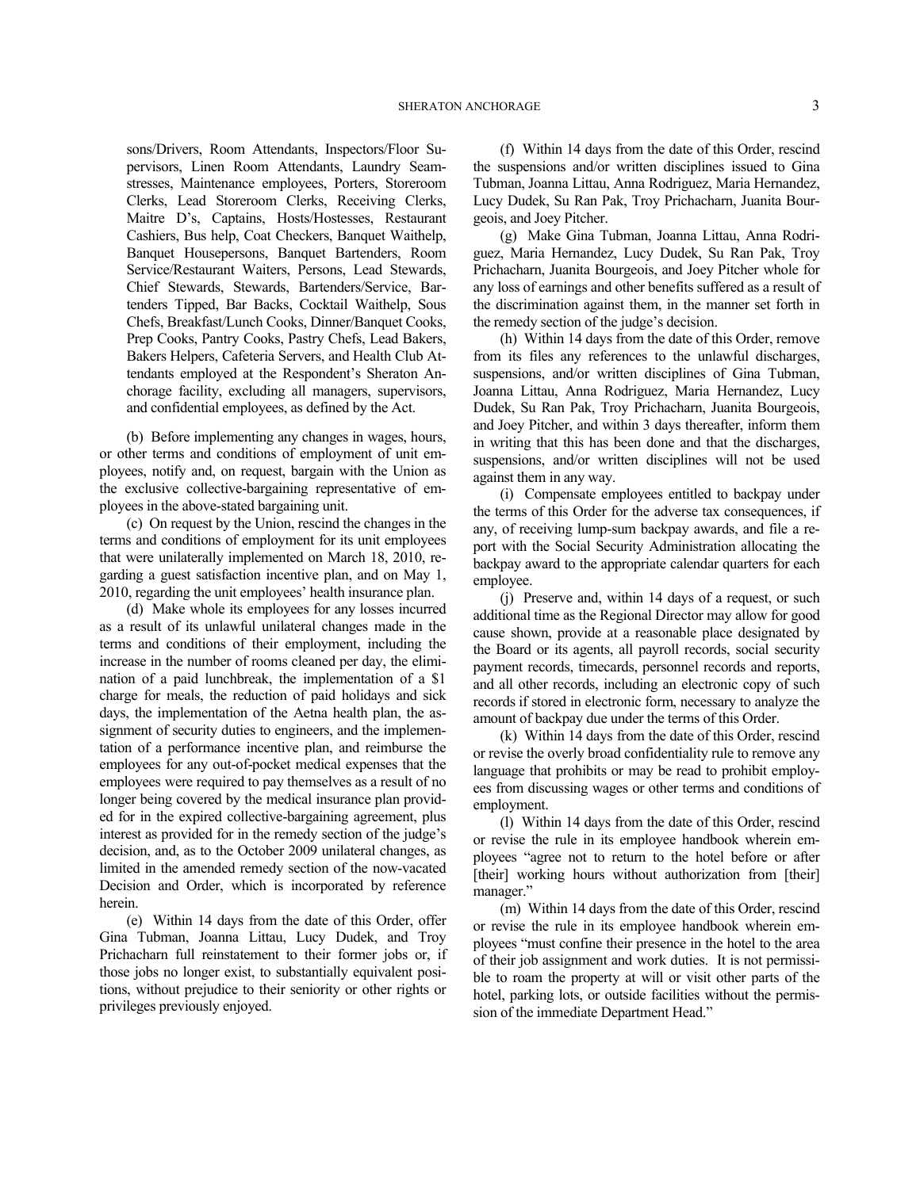sons/Drivers, Room Attendants, Inspectors/Floor Supervisors, Linen Room Attendants, Laundry Seamstresses, Maintenance employees, Porters, Storeroom Clerks, Lead Storeroom Clerks, Receiving Clerks, Maitre D's, Captains, Hosts/Hostesses, Restaurant Cashiers, Bus help, Coat Checkers, Banquet Waithelp, Banquet Housepersons, Banquet Bartenders, Room Service/Restaurant Waiters, Persons, Lead Stewards, Chief Stewards, Stewards, Bartenders/Service, Bartenders Tipped, Bar Backs, Cocktail Waithelp, Sous Chefs, Breakfast/Lunch Cooks, Dinner/Banquet Cooks, Prep Cooks, Pantry Cooks, Pastry Chefs, Lead Bakers, Bakers Helpers, Cafeteria Servers, and Health Club Attendants employed at the Respondent's Sheraton Anchorage facility, excluding all managers, supervisors, and confidential employees, as defined by the Act.

(b) Before implementing any changes in wages, hours, or other terms and conditions of employment of unit employees, notify and, on request, bargain with the Union as the exclusive collective-bargaining representative of employees in the above-stated bargaining unit.

(c) On request by the Union, rescind the changes in the terms and conditions of employment for its unit employees that were unilaterally implemented on March 18, 2010, regarding a guest satisfaction incentive plan, and on May 1, 2010, regarding the unit employees' health insurance plan.

(d) Make whole its employees for any losses incurred as a result of its unlawful unilateral changes made in the terms and conditions of their employment, including the increase in the number of rooms cleaned per day, the elimination of a paid lunchbreak, the implementation of a $1 charge for meals, the reduction of paid holidays and sick days, the implementation of the Aetna health plan, the assignment of security duties to engineers, and the implementation of a performance incentive plan, and reimburse the employees for any out-of-pocket medical expenses that the employees were required to pay themselves as a result of no longer being covered by the medical insurance plan provided for in the expired collective-bargaining agreement, plus interest as provided for in the remedy section of the judge's decision, and, as to the October 2009 unilateral changes, as limited in the amended remedy section of the now-vacated Decision and Order, which is incorporated by reference herein.

(e) Within 14 days from the date of this Order, offer Gina Tubman, Joanna Littau, Lucy Dudek, and Troy Prichacharn full reinstatement to their former jobs or, if those jobs no longer exist, to substantially equivalent positions, without prejudice to their seniority or other rights or privileges previously enjoyed.

(f) Within 14 days from the date of this Order, rescind the suspensions and/or written disciplines issued to Gina Tubman, Joanna Littau, Anna Rodriguez, Maria Hernandez, Lucy Dudek, Su Ran Pak, Troy Prichacharn, Juanita Bourgeois, and Joey Pitcher.

(g) Make Gina Tubman, Joanna Littau, Anna Rodriguez, Maria Hernandez, Lucy Dudek, Su Ran Pak, Troy Prichacharn, Juanita Bourgeois, and Joey Pitcher whole for any loss of earnings and other benefits suffered as a result of the discrimination against them, in the manner set forth in the remedy section of the judge's decision.

(h) Within 14 days from the date of this Order, remove from its files any references to the unlawful discharges, suspensions, and/or written disciplines of Gina Tubman, Joanna Littau, Anna Rodriguez, Maria Hernandez, Lucy Dudek, Su Ran Pak, Troy Prichacharn, Juanita Bourgeois, and Joey Pitcher, and within 3 days thereafter, inform them in writing that this has been done and that the discharges, suspensions, and/or written disciplines will not be used against them in any way.

(i) Compensate employees entitled to backpay under the terms of this Order for the adverse tax consequences, if any, of receiving lump-sum backpay awards, and file a report with the Social Security Administration allocating the backpay award to the appropriate calendar quarters for each employee.

(j) Preserve and, within 14 days of a request, or such additional time as the Regional Director may allow for good cause shown, provide at a reasonable place designated by the Board or its agents, all payroll records, social security payment records, timecards, personnel records and reports, and all other records, including an electronic copy of such records if stored in electronic form, necessary to analyze the amount of backpay due under the terms of this Order.

(k) Within 14 days from the date of this Order, rescind or revise the overly broad confidentiality rule to remove any language that prohibits or may be read to prohibit employees from discussing wages or other terms and conditions of employment.

(l) Within 14 days from the date of this Order, rescind or revise the rule in its employee handbook wherein employees "agree not to return to the hotel before or after [their] working hours without authorization from [their] manager."

(m) Within 14 days from the date of this Order, rescind or revise the rule in its employee handbook wherein employees "must confine their presence in the hotel to the area of their job assignment and work duties. It is not permissible to roam the property at will or visit other parts of the hotel, parking lots, or outside facilities without the permission of the immediate Department Head."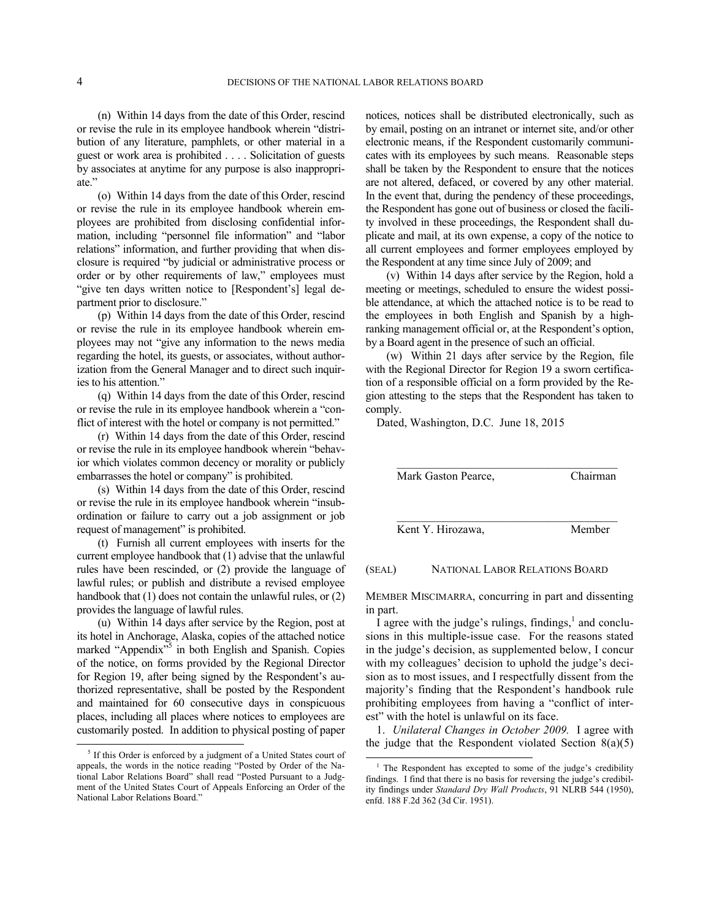(n) Within 14 days from the date of this Order, rescind or revise the rule in its employee handbook wherein "distribution of any literature, pamphlets, or other material in a guest or work area is prohibited . . . . Solicitation of guests by associates at anytime for any purpose is also inappropriate."

(o) Within 14 days from the date of this Order, rescind or revise the rule in its employee handbook wherein employees are prohibited from disclosing confidential information, including "personnel file information" and "labor relations" information, and further providing that when disclosure is required "by judicial or administrative process or order or by other requirements of law," employees must "give ten days written notice to [Respondent's] legal department prior to disclosure."

(p) Within 14 days from the date of this Order, rescind or revise the rule in its employee handbook wherein employees may not "give any information to the news media regarding the hotel, its guests, or associates, without authorization from the General Manager and to direct such inquiries to his attention."

(q) Within 14 days from the date of this Order, rescind or revise the rule in its employee handbook wherein a "conflict of interest with the hotel or company is not permitted."

(r) Within 14 days from the date of this Order, rescind or revise the rule in its employee handbook wherein "behavior which violates common decency or morality or publicly embarrasses the hotel or company" is prohibited.

(s) Within 14 days from the date of this Order, rescind or revise the rule in its employee handbook wherein "insubordination or failure to carry out a job assignment or job request of management" is prohibited.

(t) Furnish all current employees with inserts for the current employee handbook that (1) advise that the unlawful rules have been rescinded, or (2) provide the language of lawful rules; or publish and distribute a revised employee handbook that (1) does not contain the unlawful rules, or (2) provides the language of lawful rules.

(u) Within 14 days after service by the Region, post at its hotel in Anchorage, Alaska, copies of the attached notice marked "Appendix"[5] in both English and Spanish. Copies of the notice, on forms provided by the Regional Director for Region 19, after being signed by the Respondent's authorized representative, shall be posted by the Respondent and maintained for 60 consecutive days in conspicuous places, including all places where notices to employees are customarily posted. In addition to physical posting of paper notices, notices shall be distributed electronically, such as by email, posting on an intranet or internet site, and/or other electronic means, if the Respondent customarily communicates with its employees by such means. Reasonable steps shall be taken by the Respondent to ensure that the notices are not altered, defaced, or covered by any other material. In the event that, during the pendency of these proceedings, the Respondent has gone out of business or closed the facility involved in these proceedings, the Respondent shall duplicate and mail, at its own expense, a copy of the notice to all current employees and former employees employed by the Respondent at any time since July of 2009; and

(v) Within 14 days after service by the Region, hold a meeting or meetings, scheduled to ensure the widest possible attendance, at which the attached notice is to be read to the employees in both English and Spanish by a high-ranking management official or, at the Respondent's option, by a Board agent in the presence of such an official.

(w) Within 21 days after service by the Region, file with the Regional Director for Region 19 a sworn certification of a responsible official on a form provided by the Region attesting to the steps that the Respondent has taken to comply.

Dated, Washington, D.C. June 18, 2015

______________________________________
Mark Gaston Pearce, Chairman

______________________________________
Kent Y. Hirozawa, Member

(SEAL) NATIONAL LABOR RELATIONS BOARD

MEMBER MISCIMARRA, concurring in part and dissenting in part.

I agree with the judge's rulings, findings,[1] and conclusions in this multiple-issue case. For the reasons stated in the judge's decision, as supplemented below, I concur with my colleagues' decision to uphold the judge's decision as to most issues, and I respectfully dissent from the majority's finding that the Respondent's handbook rule prohibiting employees from having a "conflict of interest" with the hotel is unlawful on its face.

1. *Unilateral Changes in October 2009.* I agree with the judge that the Respondent violated Section 8(a)(5)

[5] If this Order is enforced by a judgment of a United States court of appeals, the words in the notice reading "Posted by Order of the National Labor Relations Board" shall read "Posted Pursuant to a Judgment of the United States Court of Appeals Enforcing an Order of the National Labor Relations Board."

[1] The Respondent has excepted to some of the judge's credibility findings. I find that there is no basis for reversing the judge's credibility findings under *Standard Dry Wall Products*, 91 NLRB 544 (1950), enfd. 188 F.2d 362 (3d Cir. 1951).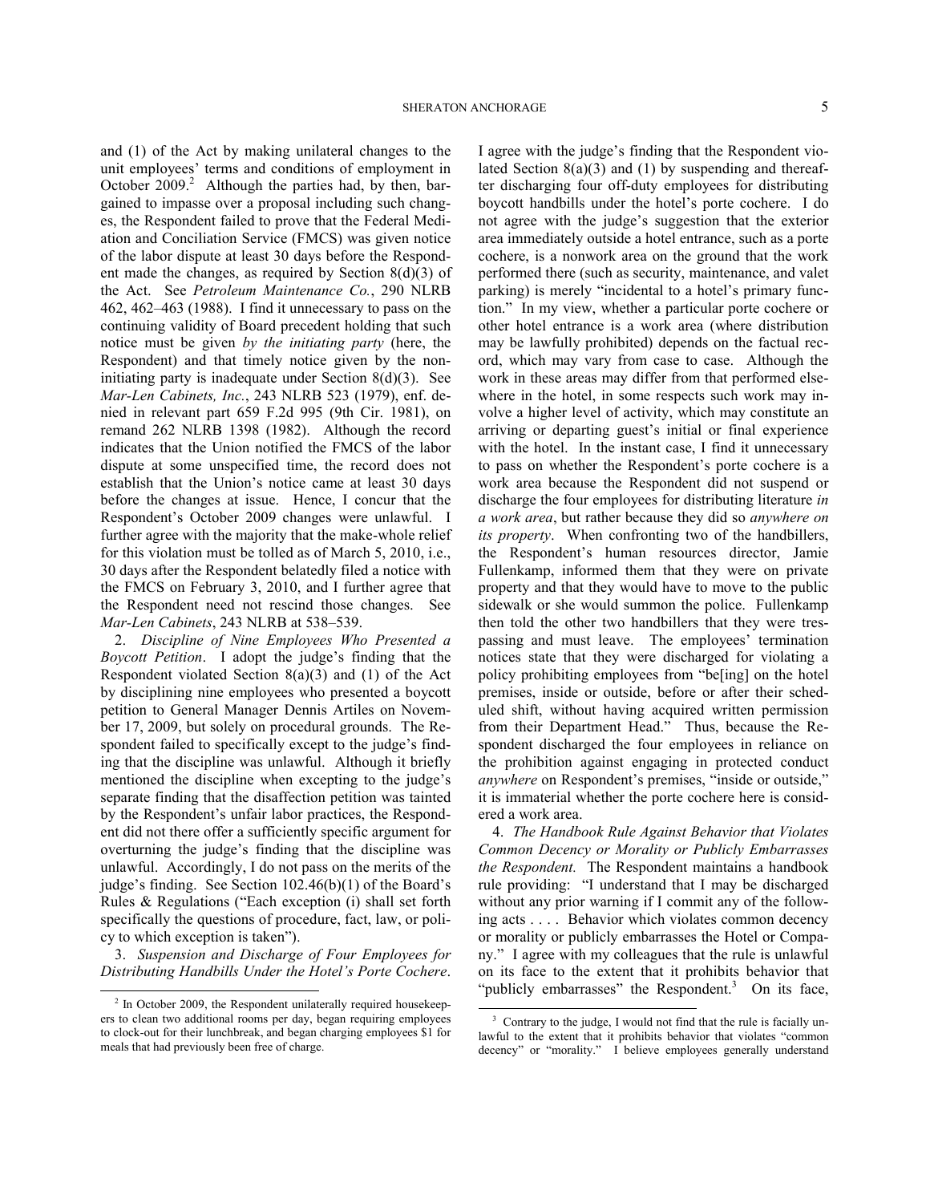and (1) of the Act by making unilateral changes to the unit employees' terms and conditions of employment in October 2009.[2] Although the parties had, by then, bargained to impasse over a proposal including such changes, the Respondent failed to prove that the Federal Mediation and Conciliation Service (FMCS) was given notice of the labor dispute at least 30 days before the Respondent made the changes, as required by Section 8(d)(3) of the Act. See *Petroleum Maintenance Co.*, 290 NLRB 462, 462–463 (1988). I find it unnecessary to pass on the continuing validity of Board precedent holding that such notice must be given *by the initiating party* (here, the Respondent) and that timely notice given by the non-initiating party is inadequate under Section 8(d)(3). See *Mar-Len Cabinets, Inc.*, 243 NLRB 523 (1979), enf. denied in relevant part 659 F.2d 995 (9th Cir. 1981), on remand 262 NLRB 1398 (1982). Although the record indicates that the Union notified the FMCS of the labor dispute at some unspecified time, the record does not establish that the Union's notice came at least 30 days before the changes at issue. Hence, I concur that the Respondent's October 2009 changes were unlawful. I further agree with the majority that the make-whole relief for this violation must be tolled as of March 5, 2010, i.e., 30 days after the Respondent belatedly filed a notice with the FMCS on February 3, 2010, and I further agree that the Respondent need not rescind those changes. See *Mar-Len Cabinets*, 243 NLRB at 538–539.

2. *Discipline of Nine Employees Who Presented a Boycott Petition*. I adopt the judge's finding that the Respondent violated Section 8(a)(3) and (1) of the Act by disciplining nine employees who presented a boycott petition to General Manager Dennis Artiles on November 17, 2009, but solely on procedural grounds. The Respondent failed to specifically except to the judge's finding that the discipline was unlawful. Although it briefly mentioned the discipline when excepting to the judge's separate finding that the disaffection petition was tainted by the Respondent's unfair labor practices, the Respondent did not there offer a sufficiently specific argument for overturning the judge's finding that the discipline was unlawful. Accordingly, I do not pass on the merits of the judge's finding. See Section 102.46(b)(1) of the Board's Rules & Regulations ("Each exception (i) shall set forth specifically the questions of procedure, fact, law, or policy to which exception is taken").

3. *Suspension and Discharge of Four Employees for Distributing Handbills Under the Hotel's Porte Cochere*. I agree with the judge's finding that the Respondent violated Section 8(a)(3) and (1) by suspending and thereafter discharging four off-duty employees for distributing boycott handbills under the hotel's porte cochere. I do not agree with the judge's suggestion that the exterior area immediately outside a hotel entrance, such as a porte cochere, is a nonwork area on the ground that the work performed there (such as security, maintenance, and valet parking) is merely "incidental to a hotel's primary function." In my view, whether a particular porte cochere or other hotel entrance is a work area (where distribution may be lawfully prohibited) depends on the factual record, which may vary from case to case. Although the work in these areas may differ from that performed elsewhere in the hotel, in some respects such work may involve a higher level of activity, which may constitute an arriving or departing guest's initial or final experience with the hotel. In the instant case, I find it unnecessary to pass on whether the Respondent's porte cochere is a work area because the Respondent did not suspend or discharge the four employees for distributing literature *in a work area*, but rather because they did so *anywhere on its property*. When confronting two of the handbillers, the Respondent's human resources director, Jamie Fullenkamp, informed them that they were on private property and that they would have to move to the public sidewalk or she would summon the police. Fullenkamp then told the other two handbillers that they were trespassing and must leave. The employees' termination notices state that they were discharged for violating a policy prohibiting employees from "be[ing] on the hotel premises, inside or outside, before or after their scheduled shift, without having acquired written permission from their Department Head." Thus, because the Respondent discharged the four employees in reliance on the prohibition against engaging in protected conduct *anywhere* on Respondent's premises, "inside or outside," it is immaterial whether the porte cochere here is considered a work area.

4. *The Handbook Rule Against Behavior that Violates Common Decency or Morality or Publicly Embarrasses the Respondent.* The Respondent maintains a handbook rule providing: "I understand that I may be discharged without any prior warning if I commit any of the following acts . . . . Behavior which violates common decency or morality or publicly embarrasses the Hotel or Company." I agree with my colleagues that the rule is unlawful on its face to the extent that it prohibits behavior that "publicly embarrasses" the Respondent.[3] On its face,

[2] In October 2009, the Respondent unilaterally required housekeepers to clean two additional rooms per day, began requiring employees to clock-out for their lunchbreak, and began charging employees $1 for meals that had previously been free of charge.

[3] Contrary to the judge, I would not find that the rule is facially unlawful to the extent that it prohibits behavior that violates "common decency" or "morality." I believe employees generally understand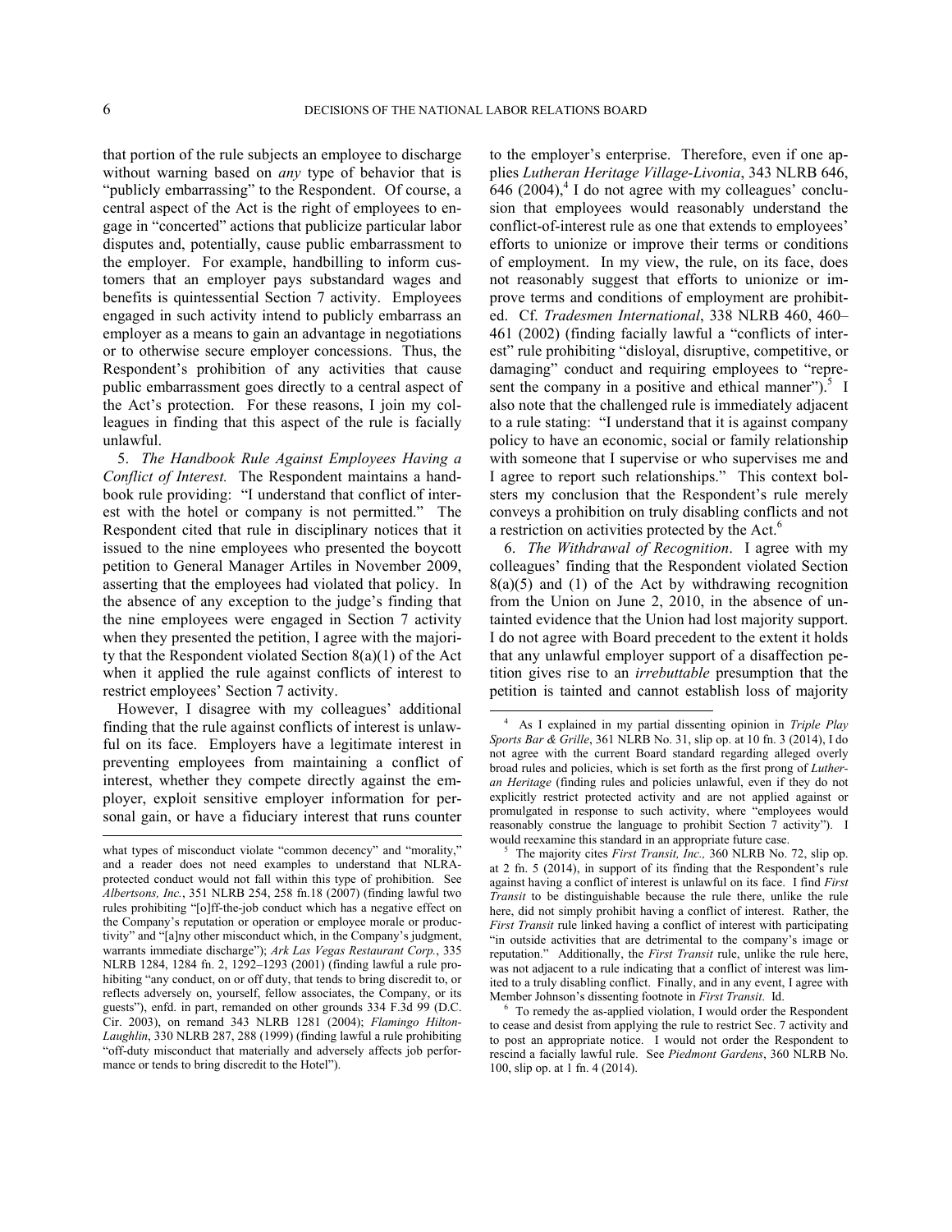that portion of the rule subjects an employee to discharge without warning based on *any* type of behavior that is "publicly embarrassing" to the Respondent. Of course, a central aspect of the Act is the right of employees to engage in "concerted" actions that publicize particular labor disputes and, potentially, cause public embarrassment to the employer. For example, handbilling to inform customers that an employer pays substandard wages and benefits is quintessential Section 7 activity. Employees engaged in such activity intend to publicly embarrass an employer as a means to gain an advantage in negotiations or to otherwise secure employer concessions. Thus, the Respondent's prohibition of any activities that cause public embarrassment goes directly to a central aspect of the Act's protection. For these reasons, I join my colleagues in finding that this aspect of the rule is facially unlawful.

5. *The Handbook Rule Against Employees Having a Conflict of Interest.* The Respondent maintains a handbook rule providing: "I understand that conflict of interest with the hotel or company is not permitted." The Respondent cited that rule in disciplinary notices that it issued to the nine employees who presented the boycott petition to General Manager Artiles in November 2009, asserting that the employees had violated that policy. In the absence of any exception to the judge's finding that the nine employees were engaged in Section 7 activity when they presented the petition, I agree with the majority that the Respondent violated Section 8(a)(1) of the Act when it applied the rule against conflicts of interest to restrict employees' Section 7 activity.

However, I disagree with my colleagues' additional finding that the rule against conflicts of interest is unlawful on its face. Employers have a legitimate interest in preventing employees from maintaining a conflict of interest, whether they compete directly against the employer, exploit sensitive employer information for personal gain, or have a fiduciary interest that runs counter to the employer's enterprise. Therefore, even if one applies *Lutheran Heritage Village-Livonia*, 343 NLRB 646, 646 (2004),[4] I do not agree with my colleagues' conclusion that employees would reasonably understand the conflict-of-interest rule as one that extends to employees' efforts to unionize or improve their terms or conditions of employment. In my view, the rule, on its face, does not reasonably suggest that efforts to unionize or improve terms and conditions of employment are prohibited. Cf. *Tradesmen International*, 338 NLRB 460, 460–461 (2002) (finding facially lawful a "conflicts of interest" rule prohibiting "disloyal, disruptive, competitive, or damaging" conduct and requiring employees to "represent the company in a positive and ethical manner").[5] I also note that the challenged rule is immediately adjacent to a rule stating: "I understand that it is against company policy to have an economic, social or family relationship with someone that I supervise or who supervises me and I agree to report such relationships." This context bolsters my conclusion that the Respondent's rule merely conveys a prohibition on truly disabling conflicts and not a restriction on activities protected by the Act.[6]

6. *The Withdrawal of Recognition*. I agree with my colleagues' finding that the Respondent violated Section 8(a)(5) and (1) of the Act by withdrawing recognition from the Union on June 2, 2010, in the absence of untainted evidence that the Union had lost majority support. I do not agree with Board precedent to the extent it holds that any unlawful employer support of a disaffection petition gives rise to an *irrebuttable* presumption that the petition is tainted and cannot establish loss of majority

---

what types of misconduct violate "common decency" and "morality," and a reader does not need examples to understand that NLRA-protected conduct would not fall within this type of prohibition. See *Albertsons, Inc.*, 351 NLRB 254, 258 fn.18 (2007) (finding lawful two rules prohibiting "[o]ff-the-job conduct which has a negative effect on the Company's reputation or operation or employee morale or productivity" and "[a]ny other misconduct which, in the Company's judgment, warrants immediate discharge"); *Ark Las Vegas Restaurant Corp.*, 335 NLRB 1284, 1284 fn. 2, 1292–1293 (2001) (finding lawful a rule prohibiting "any conduct, on or off duty, that tends to bring discredit to, or reflects adversely on, yourself, fellow associates, the Company, or its guests"), enfd. in part, remanded on other grounds 334 F.3d 99 (D.C. Cir. 2003), on remand 343 NLRB 1281 (2004); *Flamingo Hilton-Laughlin*, 330 NLRB 287, 288 (1999) (finding lawful a rule prohibiting "off-duty misconduct that materially and adversely affects job performance or tends to bring discredit to the Hotel").

[4] As I explained in my partial dissenting opinion in *Triple Play Sports Bar & Grille*, 361 NLRB No. 31, slip op. at 10 fn. 3 (2014), I do not agree with the current Board standard regarding alleged overly broad rules and policies, which is set forth as the first prong of *Lutheran Heritage* (finding rules and policies unlawful, even if they do not explicitly restrict protected activity and are not applied against or promulgated in response to such activity, where "employees would reasonably construe the language to prohibit Section 7 activity"). I would reexamine this standard in an appropriate future case.

[5] The majority cites *First Transit, Inc.,* 360 NLRB No. 72, slip op. at 2 fn. 5 (2014), in support of its finding that the Respondent's rule against having a conflict of interest is unlawful on its face. I find *First Transit* to be distinguishable because the rule there, unlike the rule here, did not simply prohibit having a conflict of interest. Rather, the *First Transit* rule linked having a conflict of interest with participating "in outside activities that are detrimental to the company's image or reputation." Additionally, the *First Transit* rule, unlike the rule here, was not adjacent to a rule indicating that a conflict of interest was limited to a truly disabling conflict. Finally, and in any event, I agree with Member Johnson's dissenting footnote in *First Transit*. Id.

[6] To remedy the as-applied violation, I would order the Respondent to cease and desist from applying the rule to restrict Sec. 7 activity and to post an appropriate notice. I would not order the Respondent to rescind a facially lawful rule. See *Piedmont Gardens*, 360 NLRB No. 100, slip op. at 1 fn. 4 (2014).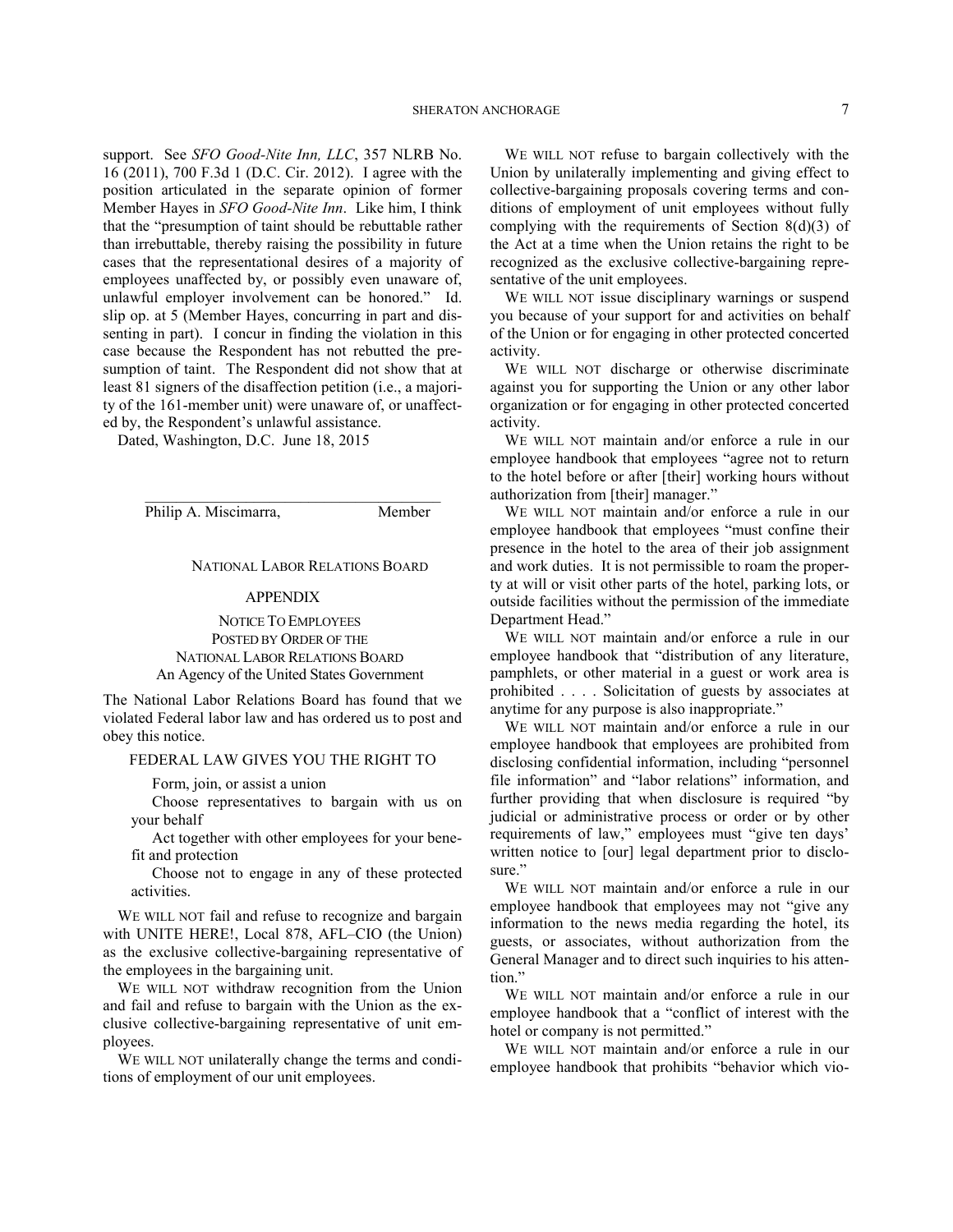support. See *SFO Good-Nite Inn, LLC*, 357 NLRB No. 16 (2011), 700 F.3d 1 (D.C. Cir. 2012). I agree with the position articulated in the separate opinion of former Member Hayes in *SFO Good-Nite Inn*. Like him, I think that the "presumption of taint should be rebuttable rather than irrebuttable, thereby raising the possibility in future cases that the representational desires of a majority of employees unaffected by, or possibly even unaware of, unlawful employer involvement can be honored." Id. slip op. at 5 (Member Hayes, concurring in part and dissenting in part). I concur in finding the violation in this case because the Respondent has not rebutted the presumption of taint. The Respondent did not show that at least 81 signers of the disaffection petition (i.e., a majority of the 161-member unit) were unaware of, or unaffected by, the Respondent's unlawful assistance.

Dated, Washington, D.C. June 18, 2015

Philip A. Miscimarra, Member

NATIONAL LABOR RELATIONS BOARD

## APPENDIX

NOTICE TO EMPLOYEES
POSTED BY ORDER OF THE
NATIONAL LABOR RELATIONS BOARD
An Agency of the United States Government

The National Labor Relations Board has found that we violated Federal labor law and has ordered us to post and obey this notice.

FEDERAL LAW GIVES YOU THE RIGHT TO

Form, join, or assist a union

Choose representatives to bargain with us on your behalf

Act together with other employees for your benefit and protection

Choose not to engage in any of these protected activities.

WE WILL NOT fail and refuse to recognize and bargain with UNITE HERE!, Local 878, AFL–CIO (the Union) as the exclusive collective-bargaining representative of the employees in the bargaining unit.

WE WILL NOT withdraw recognition from the Union and fail and refuse to bargain with the Union as the exclusive collective-bargaining representative of unit employees.

WE WILL NOT unilaterally change the terms and conditions of employment of our unit employees.

WE WILL NOT refuse to bargain collectively with the Union by unilaterally implementing and giving effect to collective-bargaining proposals covering terms and conditions of employment of unit employees without fully complying with the requirements of Section 8(d)(3) of the Act at a time when the Union retains the right to be recognized as the exclusive collective-bargaining representative of the unit employees.

WE WILL NOT issue disciplinary warnings or suspend you because of your support for and activities on behalf of the Union or for engaging in other protected concerted activity.

WE WILL NOT discharge or otherwise discriminate against you for supporting the Union or any other labor organization or for engaging in other protected concerted activity.

WE WILL NOT maintain and/or enforce a rule in our employee handbook that employees "agree not to return to the hotel before or after [their] working hours without authorization from [their] manager."

WE WILL NOT maintain and/or enforce a rule in our employee handbook that employees "must confine their presence in the hotel to the area of their job assignment and work duties. It is not permissible to roam the property at will or visit other parts of the hotel, parking lots, or outside facilities without the permission of the immediate Department Head."

WE WILL NOT maintain and/or enforce a rule in our employee handbook that "distribution of any literature, pamphlets, or other material in a guest or work area is prohibited . . . . Solicitation of guests by associates at anytime for any purpose is also inappropriate."

WE WILL NOT maintain and/or enforce a rule in our employee handbook that employees are prohibited from disclosing confidential information, including "personnel file information" and "labor relations" information, and further providing that when disclosure is required "by judicial or administrative process or order or by other requirements of law," employees must "give ten days' written notice to [our] legal department prior to disclosure."

WE WILL NOT maintain and/or enforce a rule in our employee handbook that employees may not "give any information to the news media regarding the hotel, its guests, or associates, without authorization from the General Manager and to direct such inquiries to his attention."

WE WILL NOT maintain and/or enforce a rule in our employee handbook that a "conflict of interest with the hotel or company is not permitted."

WE WILL NOT maintain and/or enforce a rule in our employee handbook that prohibits "behavior which vio-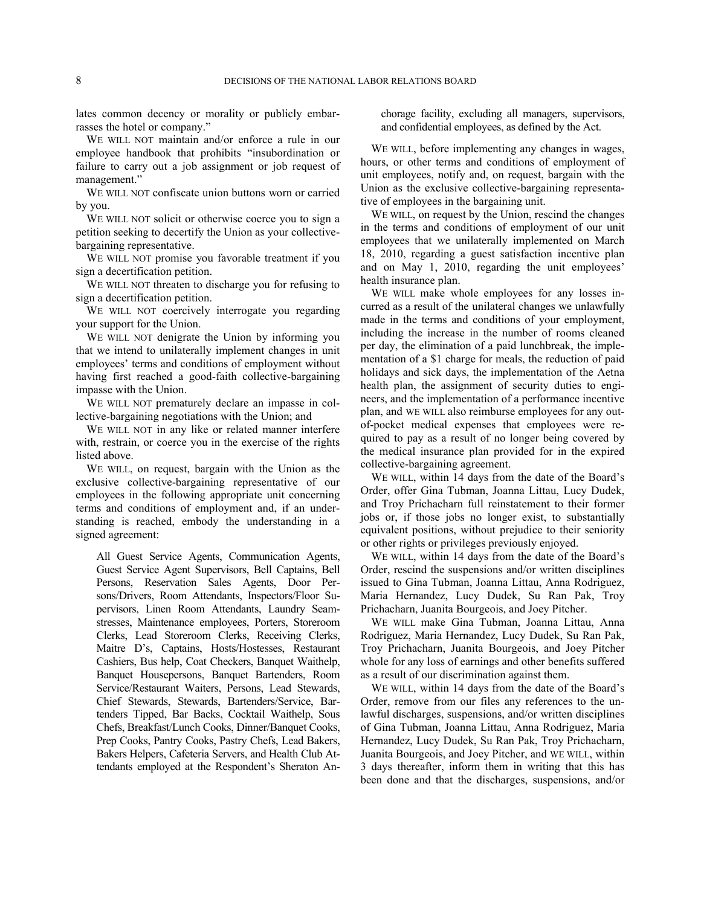lates common decency or morality or publicly embarrasses the hotel or company."

WE WILL NOT maintain and/or enforce a rule in our employee handbook that prohibits "insubordination or failure to carry out a job assignment or job request of management."

WE WILL NOT confiscate union buttons worn or carried by you.

WE WILL NOT solicit or otherwise coerce you to sign a petition seeking to decertify the Union as your collective-bargaining representative.

WE WILL NOT promise you favorable treatment if you sign a decertification petition.

WE WILL NOT threaten to discharge you for refusing to sign a decertification petition.

WE WILL NOT coercively interrogate you regarding your support for the Union.

WE WILL NOT denigrate the Union by informing you that we intend to unilaterally implement changes in unit employees' terms and conditions of employment without having first reached a good-faith collective-bargaining impasse with the Union.

WE WILL NOT prematurely declare an impasse in collective-bargaining negotiations with the Union; and

WE WILL NOT in any like or related manner interfere with, restrain, or coerce you in the exercise of the rights listed above.

WE WILL, on request, bargain with the Union as the exclusive collective-bargaining representative of our employees in the following appropriate unit concerning terms and conditions of employment and, if an understanding is reached, embody the understanding in a signed agreement:

> All Guest Service Agents, Communication Agents, Guest Service Agent Supervisors, Bell Captains, Bell Persons, Reservation Sales Agents, Door Persons/Drivers, Room Attendants, Inspectors/Floor Supervisors, Linen Room Attendants, Laundry Seamstresses, Maintenance employees, Porters, Storeroom Clerks, Lead Storeroom Clerks, Receiving Clerks, Maitre D's, Captains, Hosts/Hostesses, Restaurant Cashiers, Bus help, Coat Checkers, Banquet Waithelp, Banquet Housepersons, Banquet Bartenders, Room Service/Restaurant Waiters, Persons, Lead Stewards, Chief Stewards, Stewards, Bartenders/Service, Bartenders Tipped, Bar Backs, Cocktail Waithelp, Sous Chefs, Breakfast/Lunch Cooks, Dinner/Banquet Cooks, Prep Cooks, Pantry Cooks, Pastry Chefs, Lead Bakers, Bakers Helpers, Cafeteria Servers, and Health Club Attendants employed at the Respondent's Sheraton Anchorage facility, excluding all managers, supervisors, and confidential employees, as defined by the Act.

WE WILL, before implementing any changes in wages, hours, or other terms and conditions of employment of unit employees, notify and, on request, bargain with the Union as the exclusive collective-bargaining representative of employees in the bargaining unit.

WE WILL, on request by the Union, rescind the changes in the terms and conditions of employment of our unit employees that we unilaterally implemented on March 18, 2010, regarding a guest satisfaction incentive plan and on May 1, 2010, regarding the unit employees' health insurance plan.

WE WILL make whole employees for any losses incurred as a result of the unilateral changes we unlawfully made in the terms and conditions of your employment, including the increase in the number of rooms cleaned per day, the elimination of a paid lunchbreak, the implementation of a $1 charge for meals, the reduction of paid holidays and sick days, the implementation of the Aetna health plan, the assignment of security duties to engineers, and the implementation of a performance incentive plan, and WE WILL also reimburse employees for any out-of-pocket medical expenses that employees were required to pay as a result of no longer being covered by the medical insurance plan provided for in the expired collective-bargaining agreement.

WE WILL, within 14 days from the date of the Board's Order, offer Gina Tubman, Joanna Littau, Lucy Dudek, and Troy Prichacharn full reinstatement to their former jobs or, if those jobs no longer exist, to substantially equivalent positions, without prejudice to their seniority or other rights or privileges previously enjoyed.

WE WILL, within 14 days from the date of the Board's Order, rescind the suspensions and/or written disciplines issued to Gina Tubman, Joanna Littau, Anna Rodriguez, Maria Hernandez, Lucy Dudek, Su Ran Pak, Troy Prichacharn, Juanita Bourgeois, and Joey Pitcher.

WE WILL make Gina Tubman, Joanna Littau, Anna Rodriguez, Maria Hernandez, Lucy Dudek, Su Ran Pak, Troy Prichacharn, Juanita Bourgeois, and Joey Pitcher whole for any loss of earnings and other benefits suffered as a result of our discrimination against them.

WE WILL, within 14 days from the date of the Board's Order, remove from our files any references to the unlawful discharges, suspensions, and/or written disciplines of Gina Tubman, Joanna Littau, Anna Rodriguez, Maria Hernandez, Lucy Dudek, Su Ran Pak, Troy Prichacharn, Juanita Bourgeois, and Joey Pitcher, and WE WILL, within 3 days thereafter, inform them in writing that this has been done and that the discharges, suspensions, and/or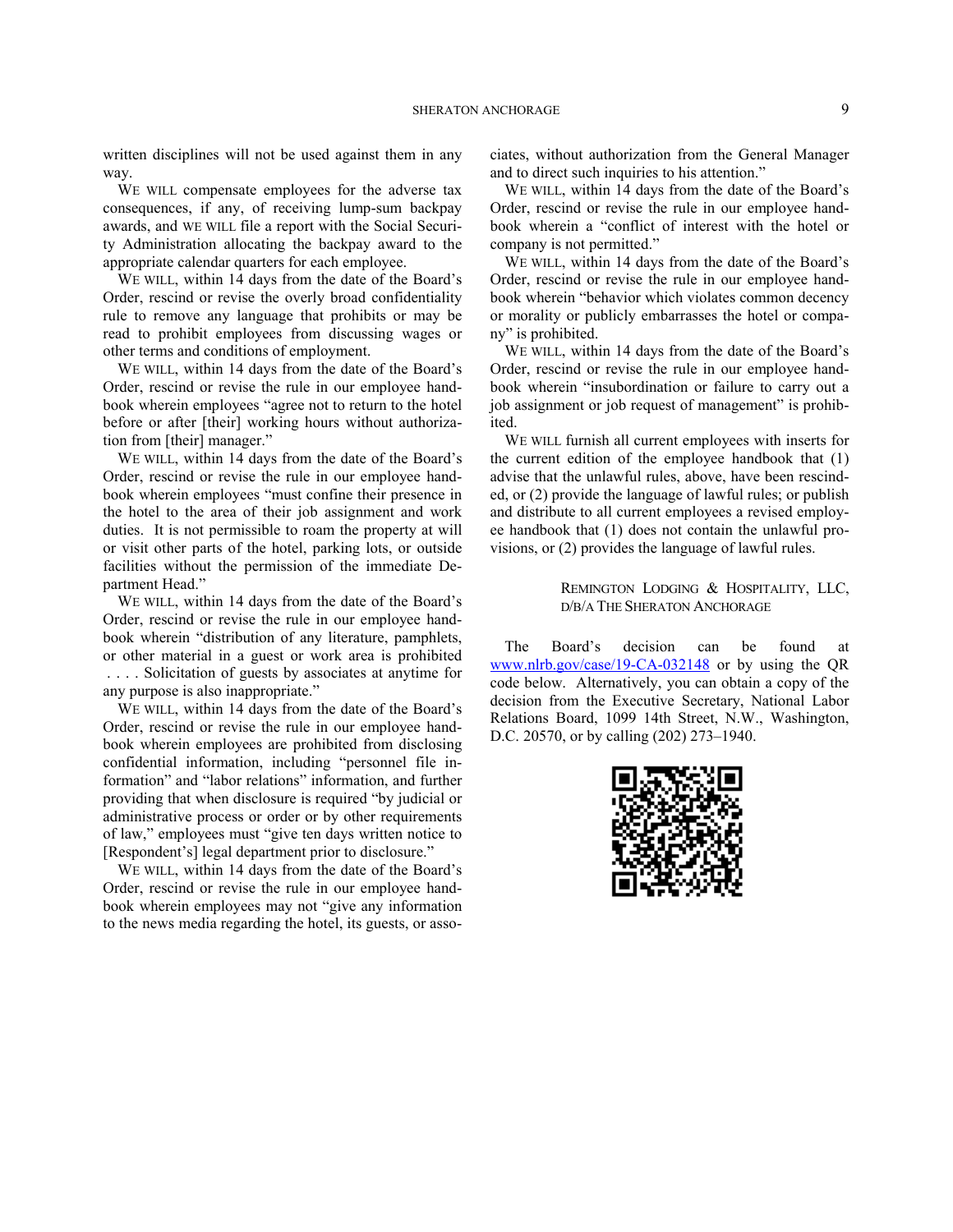written disciplines will not be used against them in any way.

WE WILL compensate employees for the adverse tax consequences, if any, of receiving lump-sum backpay awards, and WE WILL file a report with the Social Security Administration allocating the backpay award to the appropriate calendar quarters for each employee.

WE WILL, within 14 days from the date of the Board's Order, rescind or revise the overly broad confidentiality rule to remove any language that prohibits or may be read to prohibit employees from discussing wages or other terms and conditions of employment.

WE WILL, within 14 days from the date of the Board's Order, rescind or revise the rule in our employee handbook wherein employees "agree not to return to the hotel before or after [their] working hours without authorization from [their] manager."

WE WILL, within 14 days from the date of the Board's Order, rescind or revise the rule in our employee handbook wherein employees "must confine their presence in the hotel to the area of their job assignment and work duties. It is not permissible to roam the property at will or visit other parts of the hotel, parking lots, or outside facilities without the permission of the immediate Department Head."

WE WILL, within 14 days from the date of the Board's Order, rescind or revise the rule in our employee handbook wherein "distribution of any literature, pamphlets, or other material in a guest or work area is prohibited . . . . Solicitation of guests by associates at anytime for any purpose is also inappropriate."

WE WILL, within 14 days from the date of the Board's Order, rescind or revise the rule in our employee handbook wherein employees are prohibited from disclosing confidential information, including "personnel file information" and "labor relations" information, and further providing that when disclosure is required "by judicial or administrative process or order or by other requirements of law," employees must "give ten days written notice to [Respondent's] legal department prior to disclosure."

WE WILL, within 14 days from the date of the Board's Order, rescind or revise the rule in our employee handbook wherein employees may not "give any information to the news media regarding the hotel, its guests, or associates, without authorization from the General Manager and to direct such inquiries to his attention."

WE WILL, within 14 days from the date of the Board's Order, rescind or revise the rule in our employee handbook wherein a "conflict of interest with the hotel or company is not permitted."

WE WILL, within 14 days from the date of the Board's Order, rescind or revise the rule in our employee handbook wherein "behavior which violates common decency or morality or publicly embarrasses the hotel or company" is prohibited.

WE WILL, within 14 days from the date of the Board's Order, rescind or revise the rule in our employee handbook wherein "insubordination or failure to carry out a job assignment or job request of management" is prohibited.

WE WILL furnish all current employees with inserts for the current edition of the employee handbook that (1) advise that the unlawful rules, above, have been rescinded, or (2) provide the language of lawful rules; or publish and distribute to all current employees a revised employee handbook that (1) does not contain the unlawful provisions, or (2) provides the language of lawful rules.

REMINGTON LODGING & HOSPITALITY, LLC, D/B/A THE SHERATON ANCHORAGE

The Board's decision can be found at www.nlrb.gov/case/19-CA-032148 or by using the QR code below. Alternatively, you can obtain a copy of the decision from the Executive Secretary, National Labor Relations Board, 1099 14th Street, N.W., Washington, D.C. 20570, or by calling (202) 273–1940.